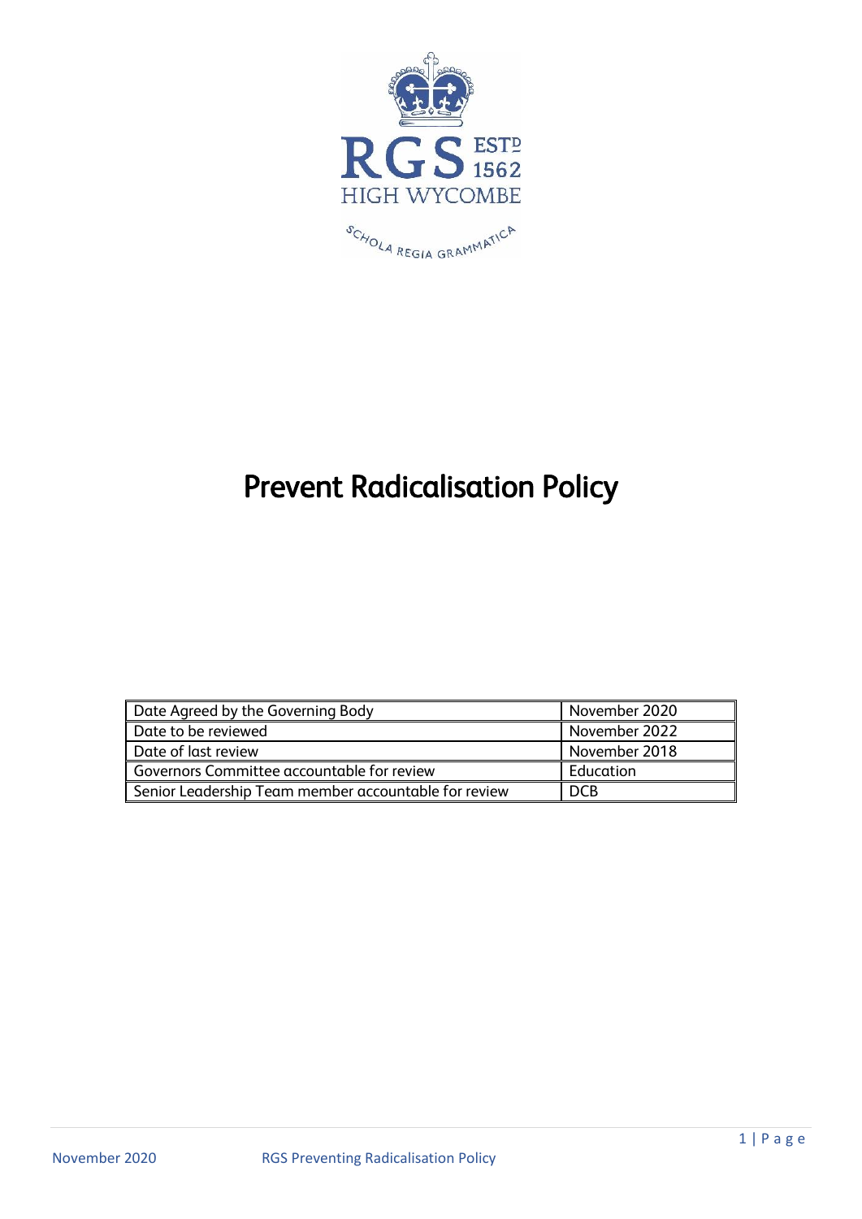RGS ESTD 1562

HIGH WYCOMBE

SCHOLA REGIA GRAMMATICA

# Prevent Radicalisation Policy

| Date Agreed by the Governing Body | November 2020 |
| --- | --- |
| Date to be reviewed | November 2022 |
| Date of last review | November 2018 |
| Governors Committee accountable for review | Education |
| Senior Leadership Team member accountable for review | DCB |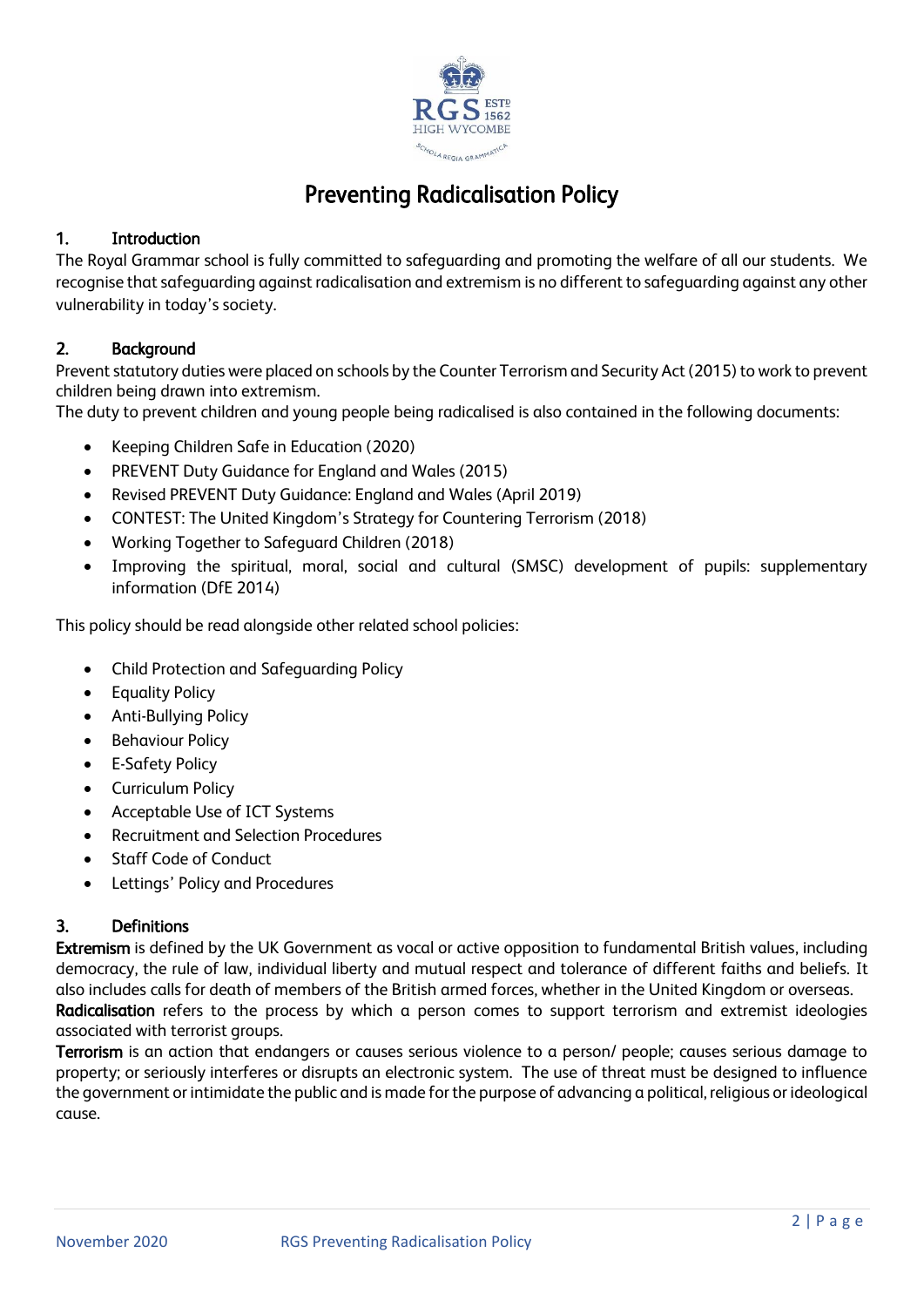# Preventing Radicalisation Policy

## 1. Introduction

The Royal Grammar school is fully committed to safeguarding and promoting the welfare of all our students. We recognise that safeguarding against radicalisation and extremism is no different to safeguarding against any other vulnerability in today's society.

## 2. Background

Prevent statutory duties were placed on schools by the Counter Terrorism and Security Act (2015) to work to prevent children being drawn into extremism.

The duty to prevent children and young people being radicalised is also contained in the following documents:

- Keeping Children Safe in Education (2020)
- PREVENT Duty Guidance for England and Wales (2015)
- Revised PREVENT Duty Guidance: England and Wales (April 2019)
- CONTEST: The United Kingdom's Strategy for Countering Terrorism (2018)
- Working Together to Safeguard Children (2018)
- Improving the spiritual, moral, social and cultural (SMSC) development of pupils: supplementary information (DfE 2014)

This policy should be read alongside other related school policies:

- Child Protection and Safeguarding Policy
- Equality Policy
- Anti-Bullying Policy
- Behaviour Policy
- E-Safety Policy
- Curriculum Policy
- Acceptable Use of ICT Systems
- Recruitment and Selection Procedures
- Staff Code of Conduct
- Lettings' Policy and Procedures

## 3. Definitions

**Extremism** is defined by the UK Government as vocal or active opposition to fundamental British values, including democracy, the rule of law, individual liberty and mutual respect and tolerance of different faiths and beliefs. It also includes calls for death of members of the British armed forces, whether in the United Kingdom or overseas.

**Radicalisation** refers to the process by which a person comes to support terrorism and extremist ideologies associated with terrorist groups.

**Terrorism** is an action that endangers or causes serious violence to a person/ people; causes serious damage to property; or seriously interferes or disrupts an electronic system. The use of threat must be designed to influence the government or intimidate the public and is made for the purpose of advancing a political, religious or ideological cause.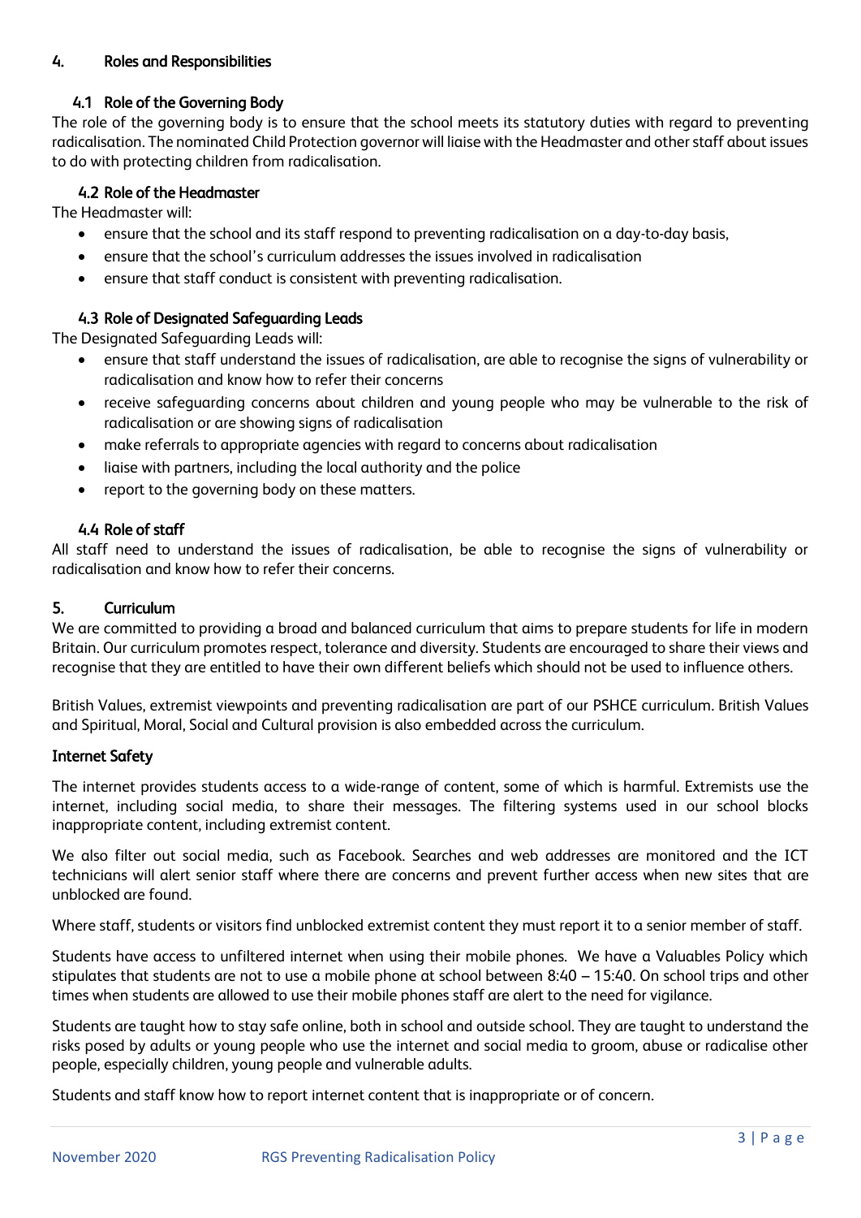## 4. Roles and Responsibilities

### 4.1 Role of the Governing Body

The role of the governing body is to ensure that the school meets its statutory duties with regard to preventing radicalisation. The nominated Child Protection governor will liaise with the Headmaster and other staff about issues to do with protecting children from radicalisation.

### 4.2 Role of the Headmaster

The Headmaster will:

- ensure that the school and its staff respond to preventing radicalisation on a day-to-day basis,
- ensure that the school's curriculum addresses the issues involved in radicalisation
- ensure that staff conduct is consistent with preventing radicalisation.

### 4.3 Role of Designated Safeguarding Leads

The Designated Safeguarding Leads will:

- ensure that staff understand the issues of radicalisation, are able to recognise the signs of vulnerability or radicalisation and know how to refer their concerns
- receive safeguarding concerns about children and young people who may be vulnerable to the risk of radicalisation or are showing signs of radicalisation
- make referrals to appropriate agencies with regard to concerns about radicalisation
- liaise with partners, including the local authority and the police
- report to the governing body on these matters.

### 4.4 Role of staff

All staff need to understand the issues of radicalisation, be able to recognise the signs of vulnerability or radicalisation and know how to refer their concerns.

## 5. Curriculum

We are committed to providing a broad and balanced curriculum that aims to prepare students for life in modern Britain. Our curriculum promotes respect, tolerance and diversity. Students are encouraged to share their views and recognise that they are entitled to have their own different beliefs which should not be used to influence others.

British Values, extremist viewpoints and preventing radicalisation are part of our PSHCE curriculum. British Values and Spiritual, Moral, Social and Cultural provision is also embedded across the curriculum.

### Internet Safety

The internet provides students access to a wide-range of content, some of which is harmful. Extremists use the internet, including social media, to share their messages. The filtering systems used in our school blocks inappropriate content, including extremist content.

We also filter out social media, such as Facebook. Searches and web addresses are monitored and the ICT technicians will alert senior staff where there are concerns and prevent further access when new sites that are unblocked are found.

Where staff, students or visitors find unblocked extremist content they must report it to a senior member of staff.

Students have access to unfiltered internet when using their mobile phones. We have a Valuables Policy which stipulates that students are not to use a mobile phone at school between 8:40 – 15:40. On school trips and other times when students are allowed to use their mobile phones staff are alert to the need for vigilance.

Students are taught how to stay safe online, both in school and outside school. They are taught to understand the risks posed by adults or young people who use the internet and social media to groom, abuse or radicalise other people, especially children, young people and vulnerable adults.

Students and staff know how to report internet content that is inappropriate or of concern.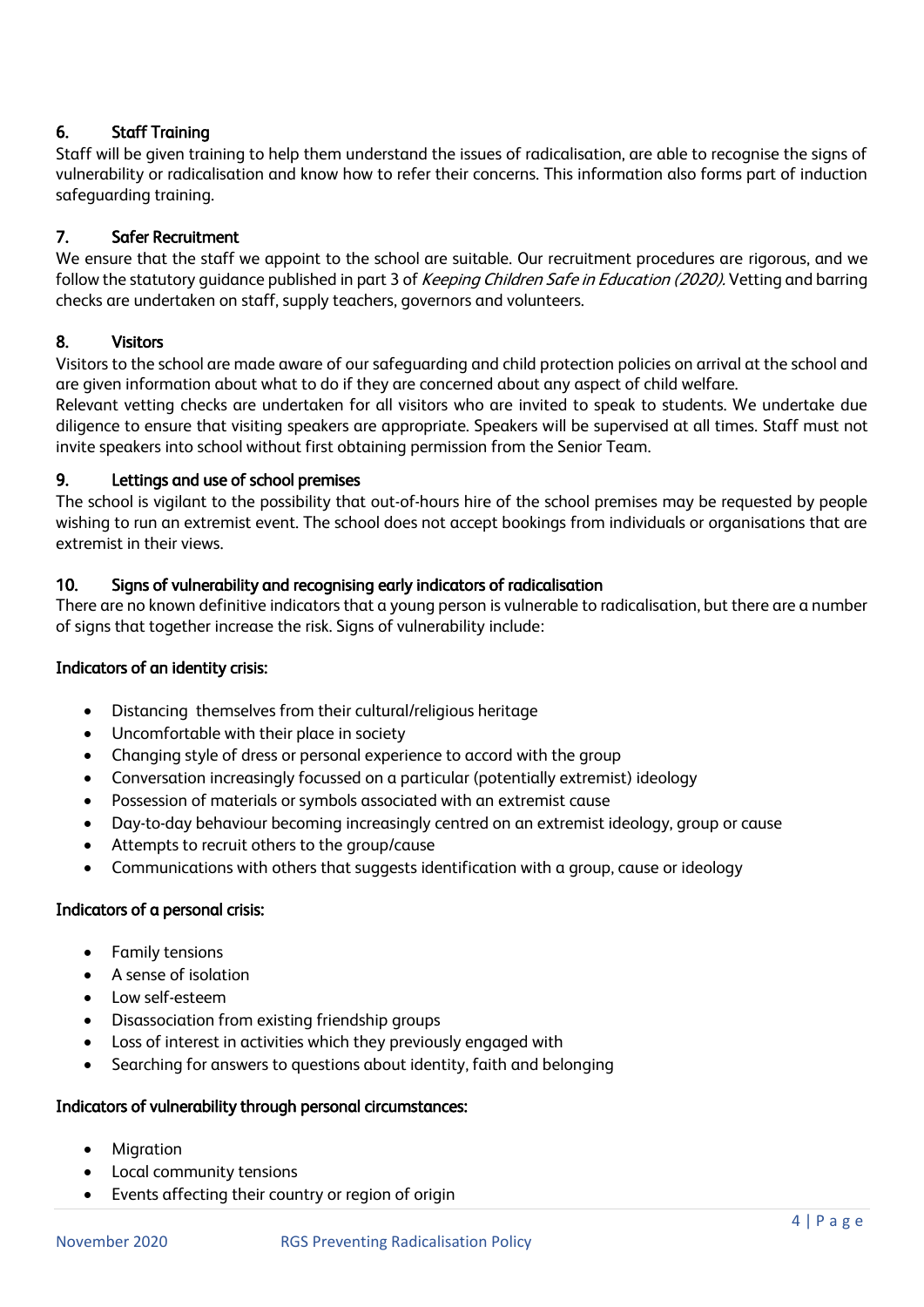## 6. Staff Training

Staff will be given training to help them understand the issues of radicalisation, are able to recognise the signs of vulnerability or radicalisation and know how to refer their concerns. This information also forms part of induction safeguarding training.

## 7. Safer Recruitment

We ensure that the staff we appoint to the school are suitable. Our recruitment procedures are rigorous, and we follow the statutory guidance published in part 3 of *Keeping Children Safe in Education (2020).* Vetting and barring checks are undertaken on staff, supply teachers, governors and volunteers.

## 8. Visitors

Visitors to the school are made aware of our safeguarding and child protection policies on arrival at the school and are given information about what to do if they are concerned about any aspect of child welfare.
Relevant vetting checks are undertaken for all visitors who are invited to speak to students. We undertake due diligence to ensure that visiting speakers are appropriate. Speakers will be supervised at all times. Staff must not invite speakers into school without first obtaining permission from the Senior Team.

## 9. Lettings and use of school premises

The school is vigilant to the possibility that out-of-hours hire of the school premises may be requested by people wishing to run an extremist event. The school does not accept bookings from individuals or organisations that are extremist in their views.

## 10. Signs of vulnerability and recognising early indicators of radicalisation

There are no known definitive indicators that a young person is vulnerable to radicalisation, but there are a number of signs that together increase the risk. Signs of vulnerability include:

**Indicators of an identity crisis:**

- Distancing themselves from their cultural/religious heritage
- Uncomfortable with their place in society
- Changing style of dress or personal experience to accord with the group
- Conversation increasingly focussed on a particular (potentially extremist) ideology
- Possession of materials or symbols associated with an extremist cause
- Day-to-day behaviour becoming increasingly centred on an extremist ideology, group or cause
- Attempts to recruit others to the group/cause
- Communications with others that suggests identification with a group, cause or ideology

**Indicators of a personal crisis:**

- Family tensions
- A sense of isolation
- Low self-esteem
- Disassociation from existing friendship groups
- Loss of interest in activities which they previously engaged with
- Searching for answers to questions about identity, faith and belonging

**Indicators of vulnerability through personal circumstances:**

- Migration
- Local community tensions
- Events affecting their country or region of origin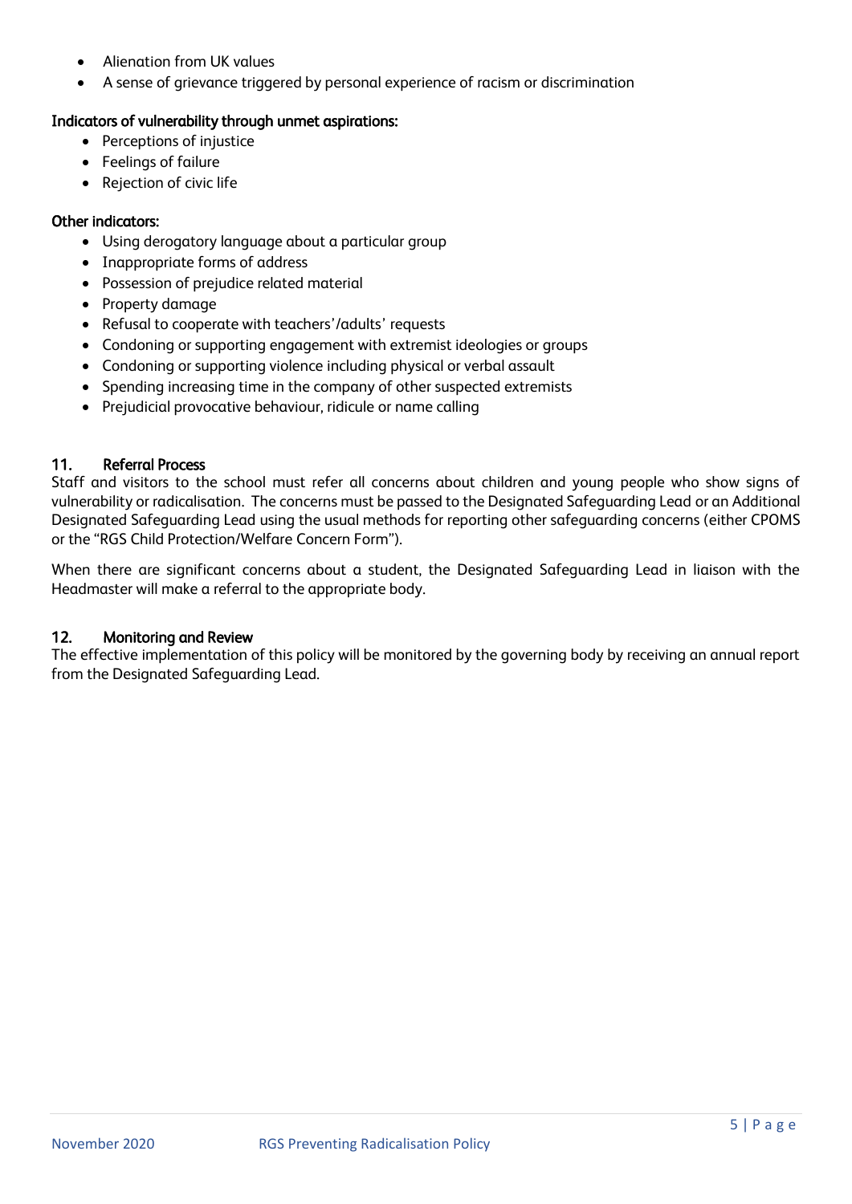- Alienation from UK values
- A sense of grievance triggered by personal experience of racism or discrimination

**Indicators of vulnerability through unmet aspirations:**

- Perceptions of injustice
- Feelings of failure
- Rejection of civic life

**Other indicators:**

- Using derogatory language about a particular group
- Inappropriate forms of address
- Possession of prejudice related material
- Property damage
- Refusal to cooperate with teachers'/adults' requests
- Condoning or supporting engagement with extremist ideologies or groups
- Condoning or supporting violence including physical or verbal assault
- Spending increasing time in the company of other suspected extremists
- Prejudicial provocative behaviour, ridicule or name calling

## 11. Referral Process

Staff and visitors to the school must refer all concerns about children and young people who show signs of vulnerability or radicalisation. The concerns must be passed to the Designated Safeguarding Lead or an Additional Designated Safeguarding Lead using the usual methods for reporting other safeguarding concerns (either CPOMS or the "RGS Child Protection/Welfare Concern Form").

When there are significant concerns about a student, the Designated Safeguarding Lead in liaison with the Headmaster will make a referral to the appropriate body.

## 12. Monitoring and Review

The effective implementation of this policy will be monitored by the governing body by receiving an annual report from the Designated Safeguarding Lead.